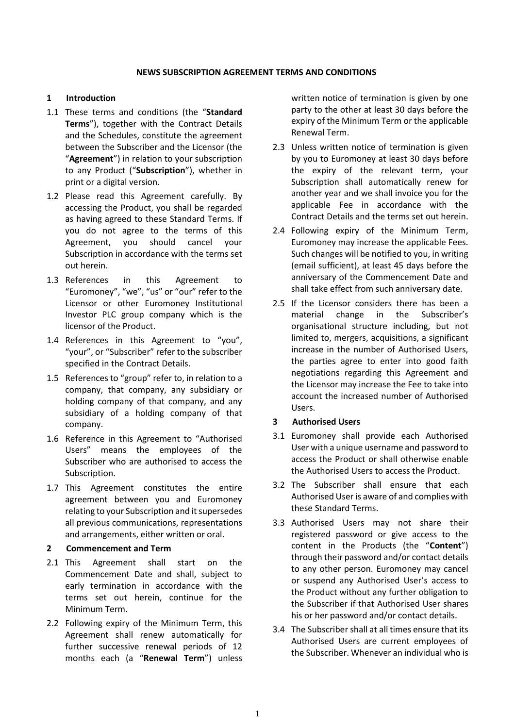**NEWS SUBSCRIPTION AGREEMENT TERMS AND CONDITIONS**

## 1 Introduction

1.1 These terms and conditions (the "**Standard Terms**"), together with the Contract Details and the Schedules, constitute the agreement between the Subscriber and the Licensor (the "**Agreement**") in relation to your subscription to any Product ("**Subscription**"), whether in print or a digital version.

1.2 Please read this Agreement carefully. By accessing the Product, you shall be regarded as having agreed to these Standard Terms. If you do not agree to the terms of this Agreement, you should cancel your Subscription in accordance with the terms set out herein.

1.3 References in this Agreement to "Euromoney", "we", "us" or "our" refer to the Licensor or other Euromoney Institutional Investor PLC group company which is the licensor of the Product.

1.4 References in this Agreement to "you", "your", or "Subscriber" refer to the subscriber specified in the Contract Details.

1.5 References to "group" refer to, in relation to a company, that company, any subsidiary or holding company of that company, and any subsidiary of a holding company of that company.

1.6 Reference in this Agreement to "Authorised Users" means the employees of the Subscriber who are authorised to access the Subscription.

1.7 This Agreement constitutes the entire agreement between you and Euromoney relating to your Subscription and it supersedes all previous communications, representations and arrangements, either written or oral.

## 2 Commencement and Term

2.1 This Agreement shall start on the Commencement Date and shall, subject to early termination in accordance with the terms set out herein, continue for the Minimum Term.

2.2 Following expiry of the Minimum Term, this Agreement shall renew automatically for further successive renewal periods of 12 months each (a "**Renewal Term**") unless written notice of termination is given by one party to the other at least 30 days before the expiry of the Minimum Term or the applicable Renewal Term.

2.3 Unless written notice of termination is given by you to Euromoney at least 30 days before the expiry of the relevant term, your Subscription shall automatically renew for another year and we shall invoice you for the applicable Fee in accordance with the Contract Details and the terms set out herein.

2.4 Following expiry of the Minimum Term, Euromoney may increase the applicable Fees. Such changes will be notified to you, in writing (email sufficient), at least 45 days before the anniversary of the Commencement Date and shall take effect from such anniversary date.

2.5 If the Licensor considers there has been a material change in the Subscriber's organisational structure including, but not limited to, mergers, acquisitions, a significant increase in the number of Authorised Users, the parties agree to enter into good faith negotiations regarding this Agreement and the Licensor may increase the Fee to take into account the increased number of Authorised Users.

## 3 Authorised Users

3.1 Euromoney shall provide each Authorised User with a unique username and password to access the Product or shall otherwise enable the Authorised Users to access the Product.

3.2 The Subscriber shall ensure that each Authorised User is aware of and complies with these Standard Terms.

3.3 Authorised Users may not share their registered password or give access to the content in the Products (the "**Content**") through their password and/or contact details to any other person. Euromoney may cancel or suspend any Authorised User's access to the Product without any further obligation to the Subscriber if that Authorised User shares his or her password and/or contact details.

3.4 The Subscriber shall at all times ensure that its Authorised Users are current employees of the Subscriber. Whenever an individual who is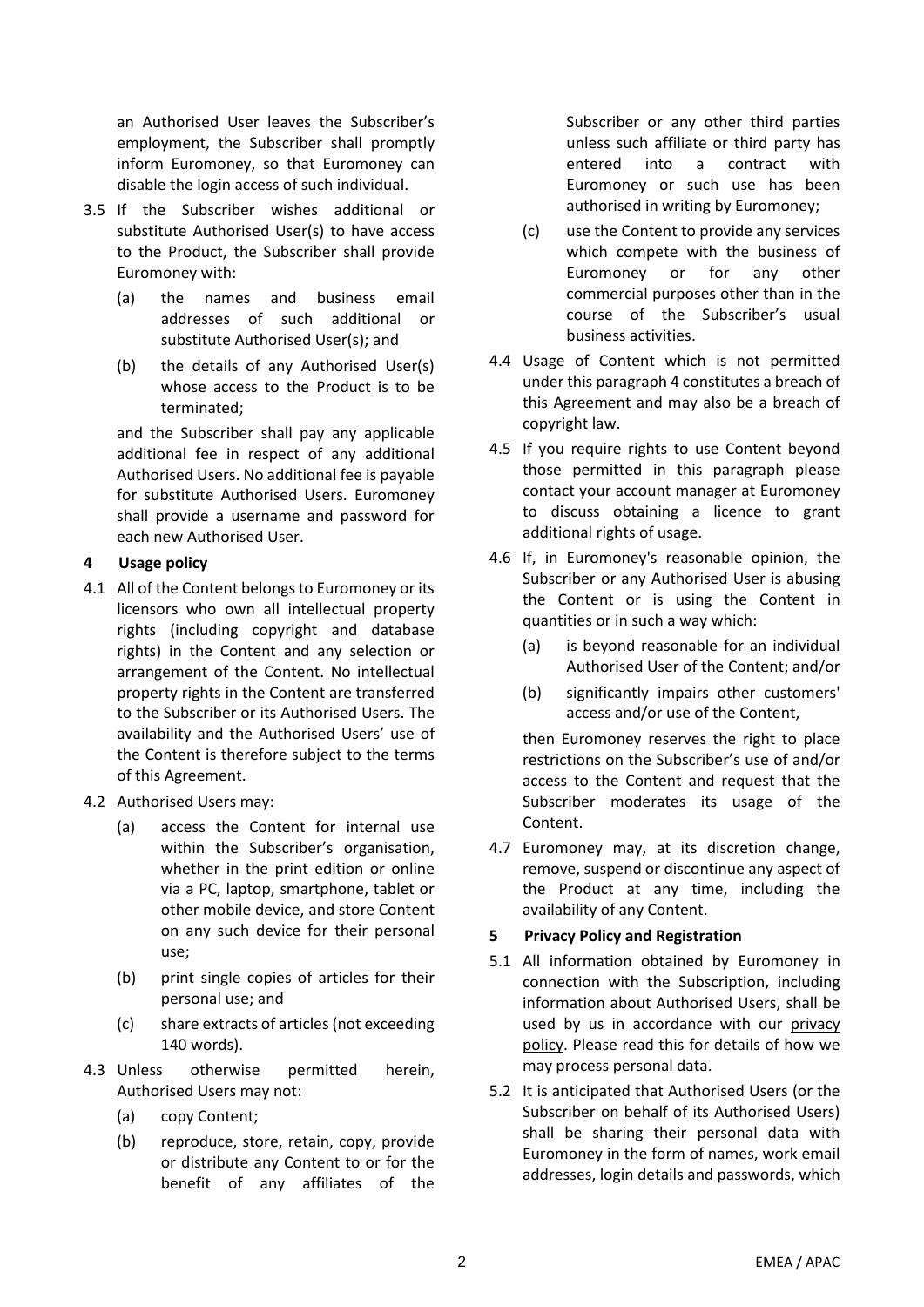an Authorised User leaves the Subscriber's employment, the Subscriber shall promptly inform Euromoney, so that Euromoney can disable the login access of such individual.

3.5 If the Subscriber wishes additional or substitute Authorised User(s) to have access to the Product, the Subscriber shall provide Euromoney with:

(a) the names and business email addresses of such additional or substitute Authorised User(s); and

(b) the details of any Authorised User(s) whose access to the Product is to be terminated;

and the Subscriber shall pay any applicable additional fee in respect of any additional Authorised Users. No additional fee is payable for substitute Authorised Users. Euromoney shall provide a username and password for each new Authorised User.

## 4 Usage policy

4.1 All of the Content belongs to Euromoney or its licensors who own all intellectual property rights (including copyright and database rights) in the Content and any selection or arrangement of the Content. No intellectual property rights in the Content are transferred to the Subscriber or its Authorised Users. The availability and the Authorised Users' use of the Content is therefore subject to the terms of this Agreement.

4.2 Authorised Users may:

(a) access the Content for internal use within the Subscriber's organisation, whether in the print edition or online via a PC, laptop, smartphone, tablet or other mobile device, and store Content on any such device for their personal use;

(b) print single copies of articles for their personal use; and

(c) share extracts of articles (not exceeding 140 words).

4.3 Unless otherwise permitted herein, Authorised Users may not:

(a) copy Content;

(b) reproduce, store, retain, copy, provide or distribute any Content to or for the benefit of any affiliates of the Subscriber or any other third parties unless such affiliate or third party has entered into a contract with Euromoney or such use has been authorised in writing by Euromoney;

(c) use the Content to provide any services which compete with the business of Euromoney or for any other commercial purposes other than in the course of the Subscriber's usual business activities.

4.4 Usage of Content which is not permitted under this paragraph 4 constitutes a breach of this Agreement and may also be a breach of copyright law.

4.5 If you require rights to use Content beyond those permitted in this paragraph please contact your account manager at Euromoney to discuss obtaining a licence to grant additional rights of usage.

4.6 If, in Euromoney's reasonable opinion, the Subscriber or any Authorised User is abusing the Content or is using the Content in quantities or in such a way which:

(a) is beyond reasonable for an individual Authorised User of the Content; and/or

(b) significantly impairs other customers' access and/or use of the Content,

then Euromoney reserves the right to place restrictions on the Subscriber's use of and/or access to the Content and request that the Subscriber moderates its usage of the Content.

4.7 Euromoney may, at its discretion change, remove, suspend or discontinue any aspect of the Product at any time, including the availability of any Content.

## 5 Privacy Policy and Registration

5.1 All information obtained by Euromoney in connection with the Subscription, including information about Authorised Users, shall be used by us in accordance with our privacy policy. Please read this for details of how we may process personal data.

5.2 It is anticipated that Authorised Users (or the Subscriber on behalf of its Authorised Users) shall be sharing their personal data with Euromoney in the form of names, work email addresses, login details and passwords, which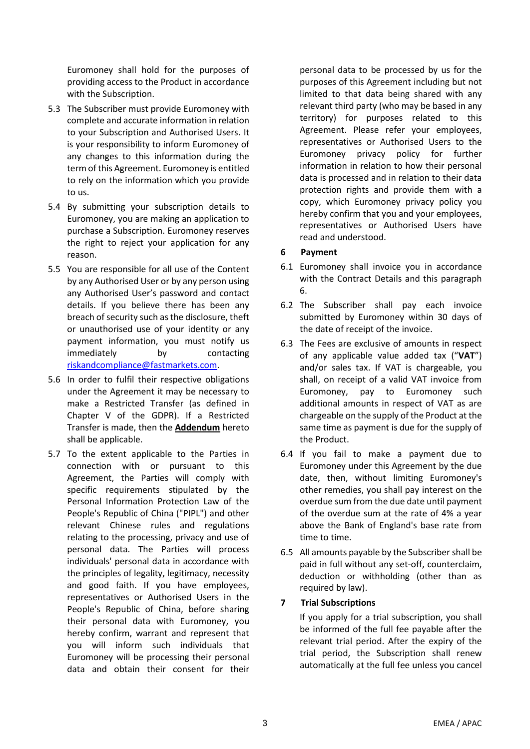Euromoney shall hold for the purposes of providing access to the Product in accordance with the Subscription.

5.3 The Subscriber must provide Euromoney with complete and accurate information in relation to your Subscription and Authorised Users. It is your responsibility to inform Euromoney of any changes to this information during the term of this Agreement. Euromoney is entitled to rely on the information which you provide to us.

5.4 By submitting your subscription details to Euromoney, you are making an application to purchase a Subscription. Euromoney reserves the right to reject your application for any reason.

5.5 You are responsible for all use of the Content by any Authorised User or by any person using any Authorised User's password and contact details. If you believe there has been any breach of security such as the disclosure, theft or unauthorised use of your identity or any payment information, you must notify us immediately by contacting riskandcompliance@fastmarkets.com.

5.6 In order to fulfil their respective obligations under the Agreement it may be necessary to make a Restricted Transfer (as defined in Chapter V of the GDPR). If a Restricted Transfer is made, then the **Addendum** hereto shall be applicable.

5.7 To the extent applicable to the Parties in connection with or pursuant to this Agreement, the Parties will comply with specific requirements stipulated by the Personal Information Protection Law of the People's Republic of China ("PIPL") and other relevant Chinese rules and regulations relating to the processing, privacy and use of personal data. The Parties will process individuals' personal data in accordance with the principles of legality, legitimacy, necessity and good faith. If you have employees, representatives or Authorised Users in the People's Republic of China, before sharing their personal data with Euromoney, you hereby confirm, warrant and represent that you will inform such individuals that Euromoney will be processing their personal data and obtain their consent for their personal data to be processed by us for the purposes of this Agreement including but not limited to that data being shared with any relevant third party (who may be based in any territory) for purposes related to this Agreement. Please refer your employees, representatives or Authorised Users to the Euromoney privacy policy for further information in relation to how their personal data is processed and in relation to their data protection rights and provide them with a copy, which Euromoney privacy policy you hereby confirm that you and your employees, representatives or Authorised Users have read and understood.

## 6 Payment

6.1 Euromoney shall invoice you in accordance with the Contract Details and this paragraph 6.

6.2 The Subscriber shall pay each invoice submitted by Euromoney within 30 days of the date of receipt of the invoice.

6.3 The Fees are exclusive of amounts in respect of any applicable value added tax ("**VAT**") and/or sales tax. If VAT is chargeable, you shall, on receipt of a valid VAT invoice from Euromoney, pay to Euromoney such additional amounts in respect of VAT as are chargeable on the supply of the Product at the same time as payment is due for the supply of the Product.

6.4 If you fail to make a payment due to Euromoney under this Agreement by the due date, then, without limiting Euromoney's other remedies, you shall pay interest on the overdue sum from the due date until payment of the overdue sum at the rate of 4% a year above the Bank of England's base rate from time to time.

6.5 All amounts payable by the Subscriber shall be paid in full without any set-off, counterclaim, deduction or withholding (other than as required by law).

## 7 Trial Subscriptions

If you apply for a trial subscription, you shall be informed of the full fee payable after the relevant trial period. After the expiry of the trial period, the Subscription shall renew automatically at the full fee unless you cancel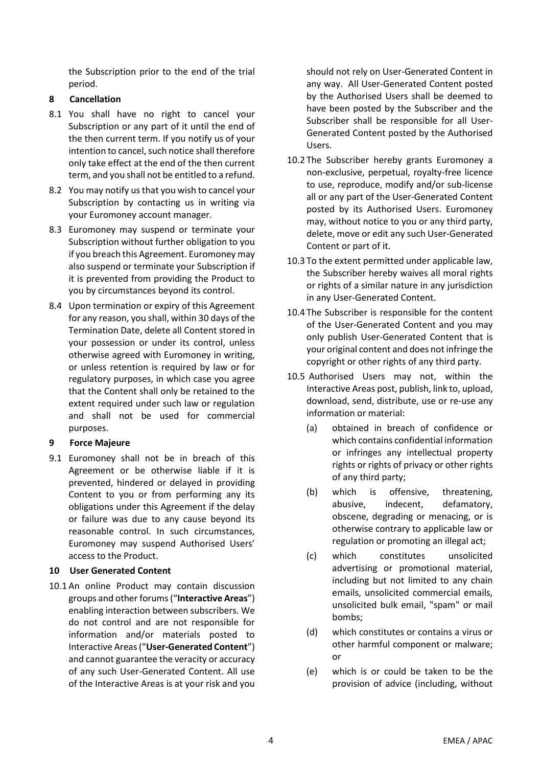the Subscription prior to the end of the trial period.

## 8 Cancellation

8.1 You shall have no right to cancel your Subscription or any part of it until the end of the then current term. If you notify us of your intention to cancel, such notice shall therefore only take effect at the end of the then current term, and you shall not be entitled to a refund.

8.2 You may notify us that you wish to cancel your Subscription by contacting us in writing via your Euromoney account manager.

8.3 Euromoney may suspend or terminate your Subscription without further obligation to you if you breach this Agreement. Euromoney may also suspend or terminate your Subscription if it is prevented from providing the Product to you by circumstances beyond its control.

8.4 Upon termination or expiry of this Agreement for any reason, you shall, within 30 days of the Termination Date, delete all Content stored in your possession or under its control, unless otherwise agreed with Euromoney in writing, or unless retention is required by law or for regulatory purposes, in which case you agree that the Content shall only be retained to the extent required under such law or regulation and shall not be used for commercial purposes.

## 9 Force Majeure

9.1 Euromoney shall not be in breach of this Agreement or be otherwise liable if it is prevented, hindered or delayed in providing Content to you or from performing any its obligations under this Agreement if the delay or failure was due to any cause beyond its reasonable control. In such circumstances, Euromoney may suspend Authorised Users' access to the Product.

## 10 User Generated Content

10.1 An online Product may contain discussion groups and other forums ("**Interactive Areas**") enabling interaction between subscribers. We do not control and are not responsible for information and/or materials posted to Interactive Areas ("**User-Generated Content**") and cannot guarantee the veracity or accuracy of any such User-Generated Content. All use of the Interactive Areas is at your risk and you should not rely on User-Generated Content in any way. All User-Generated Content posted by the Authorised Users shall be deemed to have been posted by the Subscriber and the Subscriber shall be responsible for all User-Generated Content posted by the Authorised Users.

10.2 The Subscriber hereby grants Euromoney a non-exclusive, perpetual, royalty-free licence to use, reproduce, modify and/or sub-license all or any part of the User-Generated Content posted by its Authorised Users. Euromoney may, without notice to you or any third party, delete, move or edit any such User-Generated Content or part of it.

10.3 To the extent permitted under applicable law, the Subscriber hereby waives all moral rights or rights of a similar nature in any jurisdiction in any User-Generated Content.

10.4 The Subscriber is responsible for the content of the User-Generated Content and you may only publish User-Generated Content that is your original content and does not infringe the copyright or other rights of any third party.

10.5 Authorised Users may not, within the Interactive Areas post, publish, link to, upload, download, send, distribute, use or re-use any information or material:

(a) obtained in breach of confidence or which contains confidential information or infringes any intellectual property rights or rights of privacy or other rights of any third party;

(b) which is offensive, threatening, abusive, indecent, defamatory, obscene, degrading or menacing, or is otherwise contrary to applicable law or regulation or promoting an illegal act;

(c) which constitutes unsolicited advertising or promotional material, including but not limited to any chain emails, unsolicited commercial emails, unsolicited bulk email, "spam" or mail bombs;

(d) which constitutes or contains a virus or other harmful component or malware; or

(e) which is or could be taken to be the provision of advice (including, without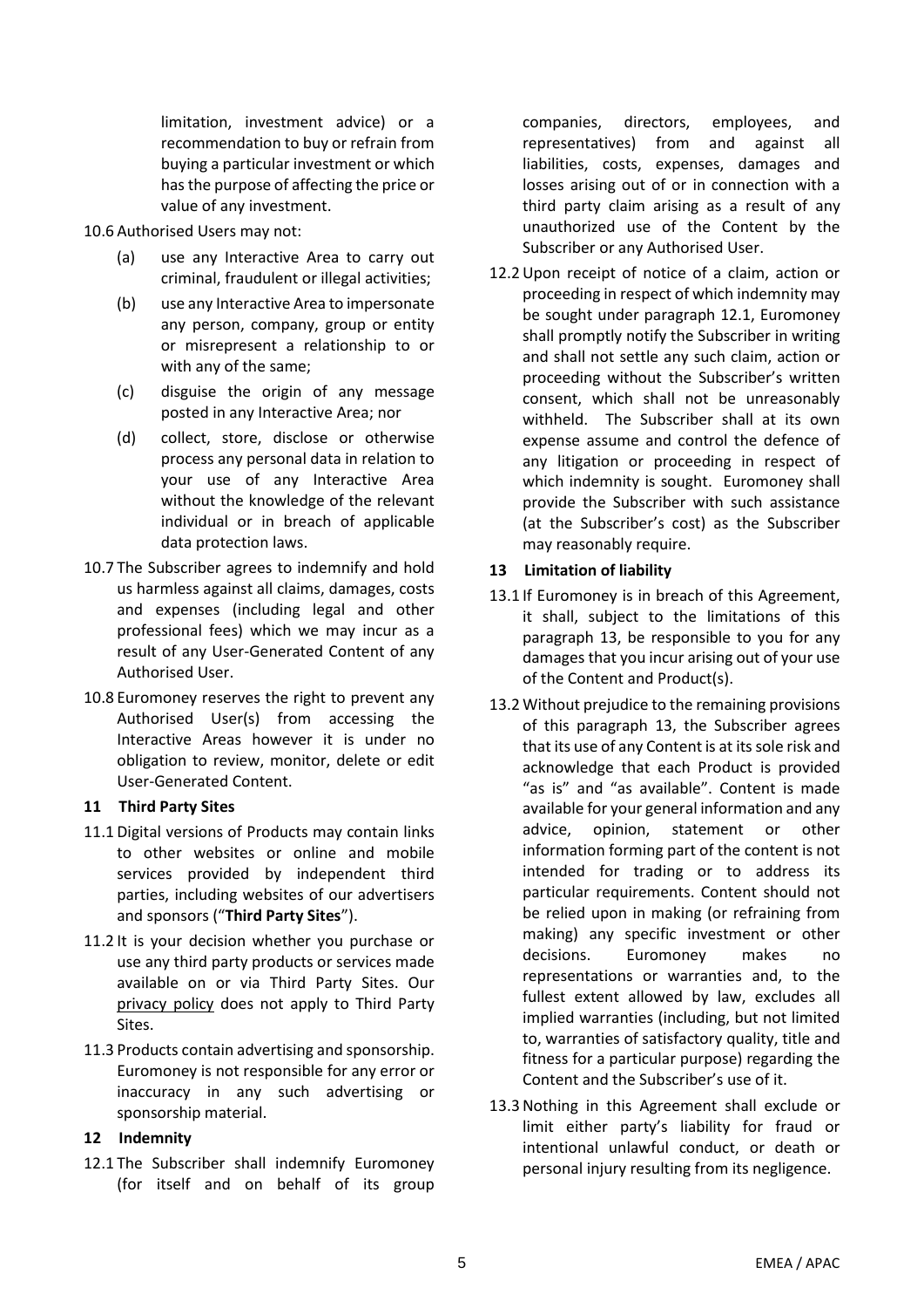limitation, investment advice) or a recommendation to buy or refrain from buying a particular investment or which has the purpose of affecting the price or value of any investment.

10.6 Authorised Users may not:

(a) use any Interactive Area to carry out criminal, fraudulent or illegal activities;

(b) use any Interactive Area to impersonate any person, company, group or entity or misrepresent a relationship to or with any of the same;

(c) disguise the origin of any message posted in any Interactive Area; nor

(d) collect, store, disclose or otherwise process any personal data in relation to your use of any Interactive Area without the knowledge of the relevant individual or in breach of applicable data protection laws.

10.7 The Subscriber agrees to indemnify and hold us harmless against all claims, damages, costs and expenses (including legal and other professional fees) which we may incur as a result of any User-Generated Content of any Authorised User.

10.8 Euromoney reserves the right to prevent any Authorised User(s) from accessing the Interactive Areas however it is under no obligation to review, monitor, delete or edit User-Generated Content.

## 11 Third Party Sites

11.1 Digital versions of Products may contain links to other websites or online and mobile services provided by independent third parties, including websites of our advertisers and sponsors ("**Third Party Sites**").

11.2 It is your decision whether you purchase or use any third party products or services made available on or via Third Party Sites. Our privacy policy does not apply to Third Party Sites.

11.3 Products contain advertising and sponsorship. Euromoney is not responsible for any error or inaccuracy in any such advertising or sponsorship material.

## 12 Indemnity

12.1 The Subscriber shall indemnify Euromoney (for itself and on behalf of its group companies, directors, employees, and representatives) from and against all liabilities, costs, expenses, damages and losses arising out of or in connection with a third party claim arising as a result of any unauthorized use of the Content by the Subscriber or any Authorised User.

12.2 Upon receipt of notice of a claim, action or proceeding in respect of which indemnity may be sought under paragraph 12.1, Euromoney shall promptly notify the Subscriber in writing and shall not settle any such claim, action or proceeding without the Subscriber's written consent, which shall not be unreasonably withheld. The Subscriber shall at its own expense assume and control the defence of any litigation or proceeding in respect of which indemnity is sought. Euromoney shall provide the Subscriber with such assistance (at the Subscriber's cost) as the Subscriber may reasonably require.

## 13 Limitation of liability

13.1 If Euromoney is in breach of this Agreement, it shall, subject to the limitations of this paragraph 13, be responsible to you for any damages that you incur arising out of your use of the Content and Product(s).

13.2 Without prejudice to the remaining provisions of this paragraph 13, the Subscriber agrees that its use of any Content is at its sole risk and acknowledge that each Product is provided "as is" and "as available". Content is made available for your general information and any advice, opinion, statement or other information forming part of the content is not intended for trading or to address its particular requirements. Content should not be relied upon in making (or refraining from making) any specific investment or other decisions. Euromoney makes no representations or warranties and, to the fullest extent allowed by law, excludes all implied warranties (including, but not limited to, warranties of satisfactory quality, title and fitness for a particular purpose) regarding the Content and the Subscriber's use of it.

13.3 Nothing in this Agreement shall exclude or limit either party's liability for fraud or intentional unlawful conduct, or death or personal injury resulting from its negligence.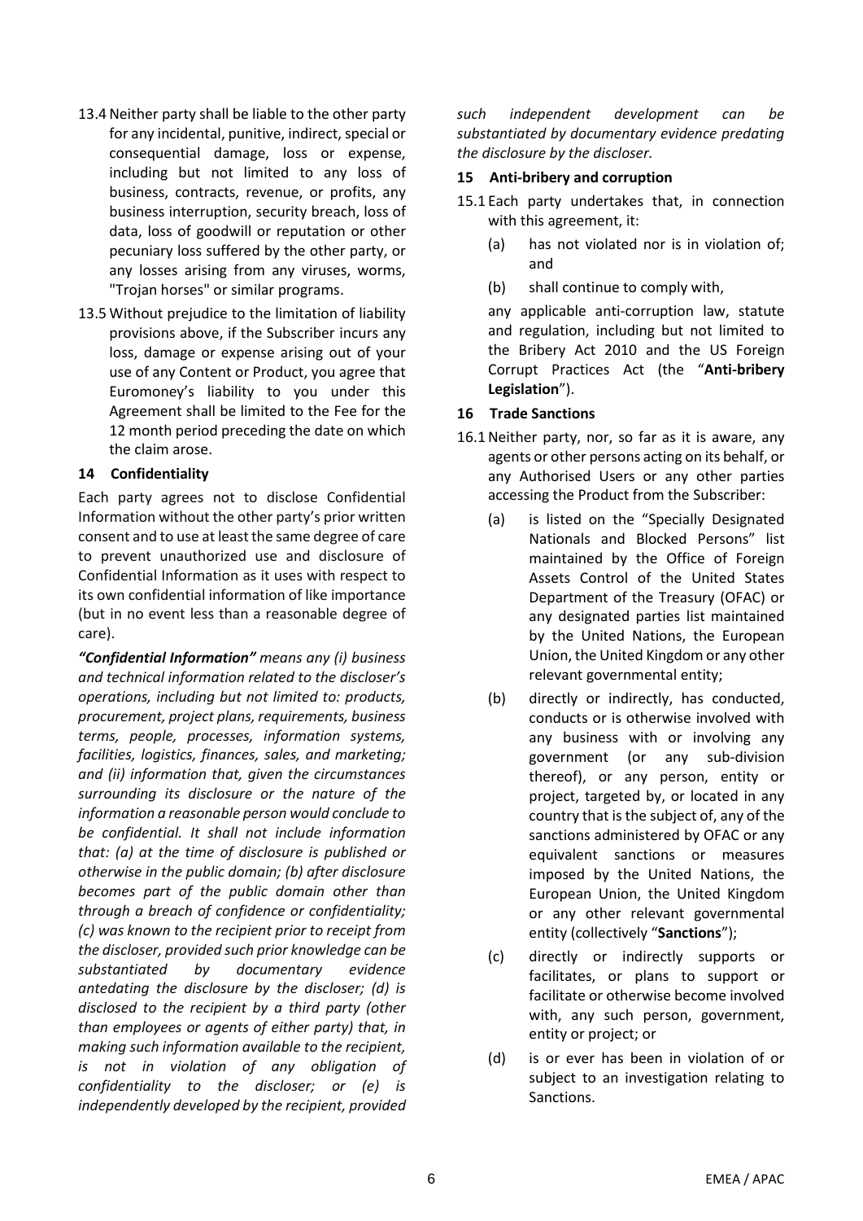13.4 Neither party shall be liable to the other party for any incidental, punitive, indirect, special or consequential damage, loss or expense, including but not limited to any loss of business, contracts, revenue, or profits, any business interruption, security breach, loss of data, loss of goodwill or reputation or other pecuniary loss suffered by the other party, or any losses arising from any viruses, worms, "Trojan horses" or similar programs.

13.5 Without prejudice to the limitation of liability provisions above, if the Subscriber incurs any loss, damage or expense arising out of your use of any Content or Product, you agree that Euromoney's liability to you under this Agreement shall be limited to the Fee for the 12 month period preceding the date on which the claim arose.

**14 Confidentiality**

Each party agrees not to disclose Confidential Information without the other party's prior written consent and to use at least the same degree of care to prevent unauthorized use and disclosure of Confidential Information as it uses with respect to its own confidential information of like importance (but in no event less than a reasonable degree of care).

***"Confidential Information"*** *means any (i) business and technical information related to the discloser's operations, including but not limited to: products, procurement, project plans, requirements, business terms, people, processes, information systems, facilities, logistics, finances, sales, and marketing; and (ii) information that, given the circumstances surrounding its disclosure or the nature of the information a reasonable person would conclude to be confidential. It shall not include information that: (a) at the time of disclosure is published or otherwise in the public domain; (b) after disclosure becomes part of the public domain other than through a breach of confidence or confidentiality; (c) was known to the recipient prior to receipt from the discloser, provided such prior knowledge can be substantiated by documentary evidence antedating the disclosure by the discloser; (d) is disclosed to the recipient by a third party (other than employees or agents of either party) that, in making such information available to the recipient, is not in violation of any obligation of confidentiality to the discloser; or (e) is independently developed by the recipient, provided such independent development can be substantiated by documentary evidence predating the disclosure by the discloser.*

**15 Anti-bribery and corruption**

15.1 Each party undertakes that, in connection with this agreement, it:

(a) has not violated nor is in violation of; and

(b) shall continue to comply with,

any applicable anti-corruption law, statute and regulation, including but not limited to the Bribery Act 2010 and the US Foreign Corrupt Practices Act (the "**Anti-bribery Legislation**").

**16 Trade Sanctions**

16.1 Neither party, nor, so far as it is aware, any agents or other persons acting on its behalf, or any Authorised Users or any other parties accessing the Product from the Subscriber:

(a) is listed on the "Specially Designated Nationals and Blocked Persons" list maintained by the Office of Foreign Assets Control of the United States Department of the Treasury (OFAC) or any designated parties list maintained by the United Nations, the European Union, the United Kingdom or any other relevant governmental entity;

(b) directly or indirectly, has conducted, conducts or is otherwise involved with any business with or involving any government (or any sub-division thereof), or any person, entity or project, targeted by, or located in any country that is the subject of, any of the sanctions administered by OFAC or any equivalent sanctions or measures imposed by the United Nations, the European Union, the United Kingdom or any other relevant governmental entity (collectively "**Sanctions**");

(c) directly or indirectly supports or facilitates, or plans to support or facilitate or otherwise become involved with, any such person, government, entity or project; or

(d) is or ever has been in violation of or subject to an investigation relating to Sanctions.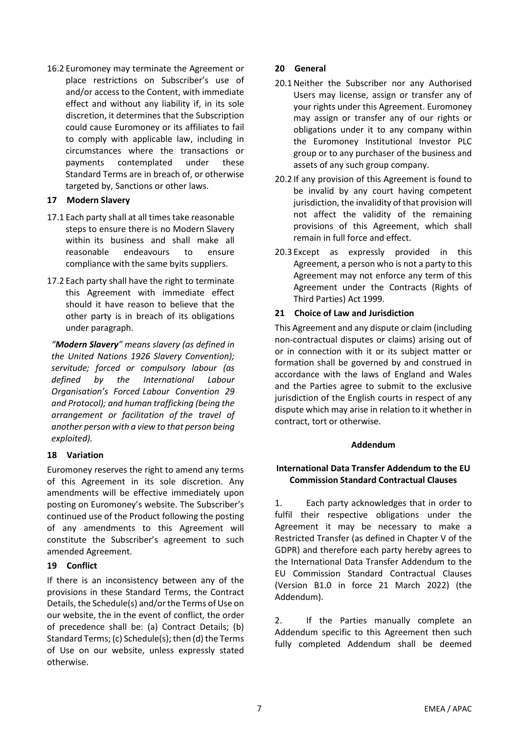16.2 Euromoney may terminate the Agreement or place restrictions on Subscriber's use of and/or access to the Content, with immediate effect and without any liability if, in its sole discretion, it determines that the Subscription could cause Euromoney or its affiliates to fail to comply with applicable law, including in circumstances where the transactions or payments contemplated under these Standard Terms are in breach of, or otherwise targeted by, Sanctions or other laws.

## 17 Modern Slavery

17.1 Each party shall at all times take reasonable steps to ensure there is no Modern Slavery within its business and shall make all reasonable endeavours to ensure compliance with the same byits suppliers.

17.2 Each party shall have the right to terminate this Agreement with immediate effect should it have reason to believe that the other party is in breach of its obligations under paragraph.

*"**Modern Slavery**" means slavery (as defined in the United Nations 1926 Slavery Convention); servitude; forced or compulsory labour (as defined by the International Labour Organisation's Forced Labour Convention 29 and Protocol); and human trafficking (being the arrangement or facilitation of the travel of another person with a view to that person being exploited).*

## 18 Variation

Euromoney reserves the right to amend any terms of this Agreement in its sole discretion. Any amendments will be effective immediately upon posting on Euromoney's website. The Subscriber's continued use of the Product following the posting of any amendments to this Agreement will constitute the Subscriber's agreement to such amended Agreement.

## 19 Conflict

If there is an inconsistency between any of the provisions in these Standard Terms, the Contract Details, the Schedule(s) and/or the Terms of Use on our website, the in the event of conflict, the order of precedence shall be: (a) Contract Details; (b) Standard Terms; (c) Schedule(s); then (d) the Terms of Use on our website, unless expressly stated otherwise.

## 20 General

20.1 Neither the Subscriber nor any Authorised Users may license, assign or transfer any of your rights under this Agreement. Euromoney may assign or transfer any of our rights or obligations under it to any company within the Euromoney Institutional Investor PLC group or to any purchaser of the business and assets of any such group company.

20.2 If any provision of this Agreement is found to be invalid by any court having competent jurisdiction, the invalidity of that provision will not affect the validity of the remaining provisions of this Agreement, which shall remain in full force and effect.

20.3 Except as expressly provided in this Agreement, a person who is not a party to this Agreement may not enforce any term of this Agreement under the Contracts (Rights of Third Parties) Act 1999.

## 21 Choice of Law and Jurisdiction

This Agreement and any dispute or claim (including non-contractual disputes or claims) arising out of or in connection with it or its subject matter or formation shall be governed by and construed in accordance with the laws of England and Wales and the Parties agree to submit to the exclusive jurisdiction of the English courts in respect of any dispute which may arise in relation to it whether in contract, tort or otherwise.

**Addendum**

**International Data Transfer Addendum to the EU Commission Standard Contractual Clauses**

1. Each party acknowledges that in order to fulfil their respective obligations under the Agreement it may be necessary to make a Restricted Transfer (as defined in Chapter V of the GDPR) and therefore each party hereby agrees to the International Data Transfer Addendum to the EU Commission Standard Contractual Clauses (Version B1.0 in force 21 March 2022) (the Addendum).

2. If the Parties manually complete an Addendum specific to this Agreement then such fully completed Addendum shall be deemed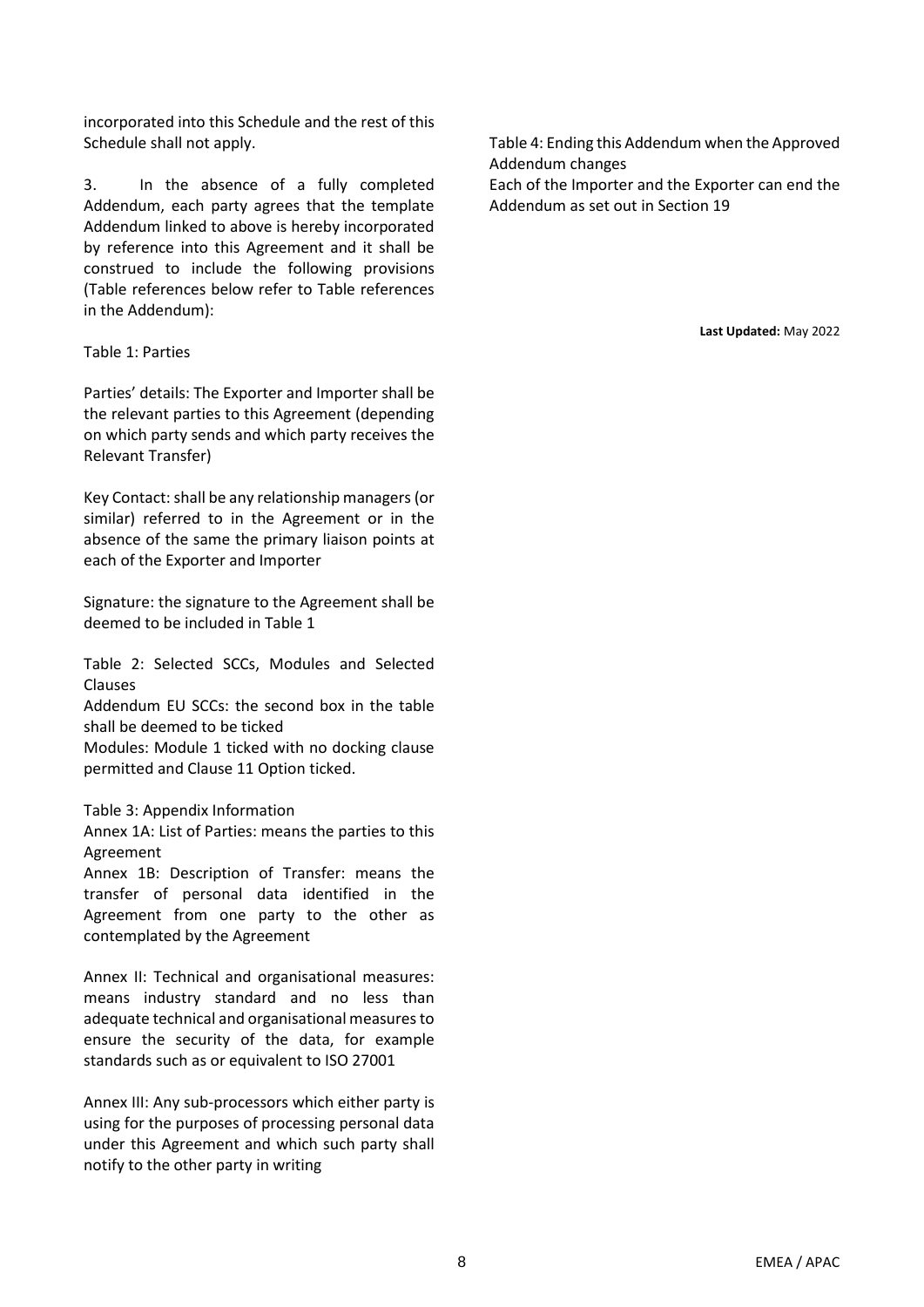incorporated into this Schedule and the rest of this Schedule shall not apply.

3. In the absence of a fully completed Addendum, each party agrees that the template Addendum linked to above is hereby incorporated by reference into this Agreement and it shall be construed to include the following provisions (Table references below refer to Table references in the Addendum):

Table 1: Parties

Parties' details: The Exporter and Importer shall be the relevant parties to this Agreement (depending on which party sends and which party receives the Relevant Transfer)

Key Contact: shall be any relationship managers (or similar) referred to in the Agreement or in the absence of the same the primary liaison points at each of the Exporter and Importer

Signature: the signature to the Agreement shall be deemed to be included in Table 1

Table 2: Selected SCCs, Modules and Selected Clauses
Addendum EU SCCs: the second box in the table shall be deemed to be ticked
Modules: Module 1 ticked with no docking clause permitted and Clause 11 Option ticked.

Table 3: Appendix Information
Annex 1A: List of Parties: means the parties to this Agreement
Annex 1B: Description of Transfer: means the transfer of personal data identified in the Agreement from one party to the other as contemplated by the Agreement

Annex II: Technical and organisational measures: means industry standard and no less than adequate technical and organisational measures to ensure the security of the data, for example standards such as or equivalent to ISO 27001

Annex III: Any sub-processors which either party is using for the purposes of processing personal data under this Agreement and which such party shall notify to the other party in writing

Table 4: Ending this Addendum when the Approved Addendum changes
Each of the Importer and the Exporter can end the Addendum as set out in Section 19

**Last Updated:** May 2022